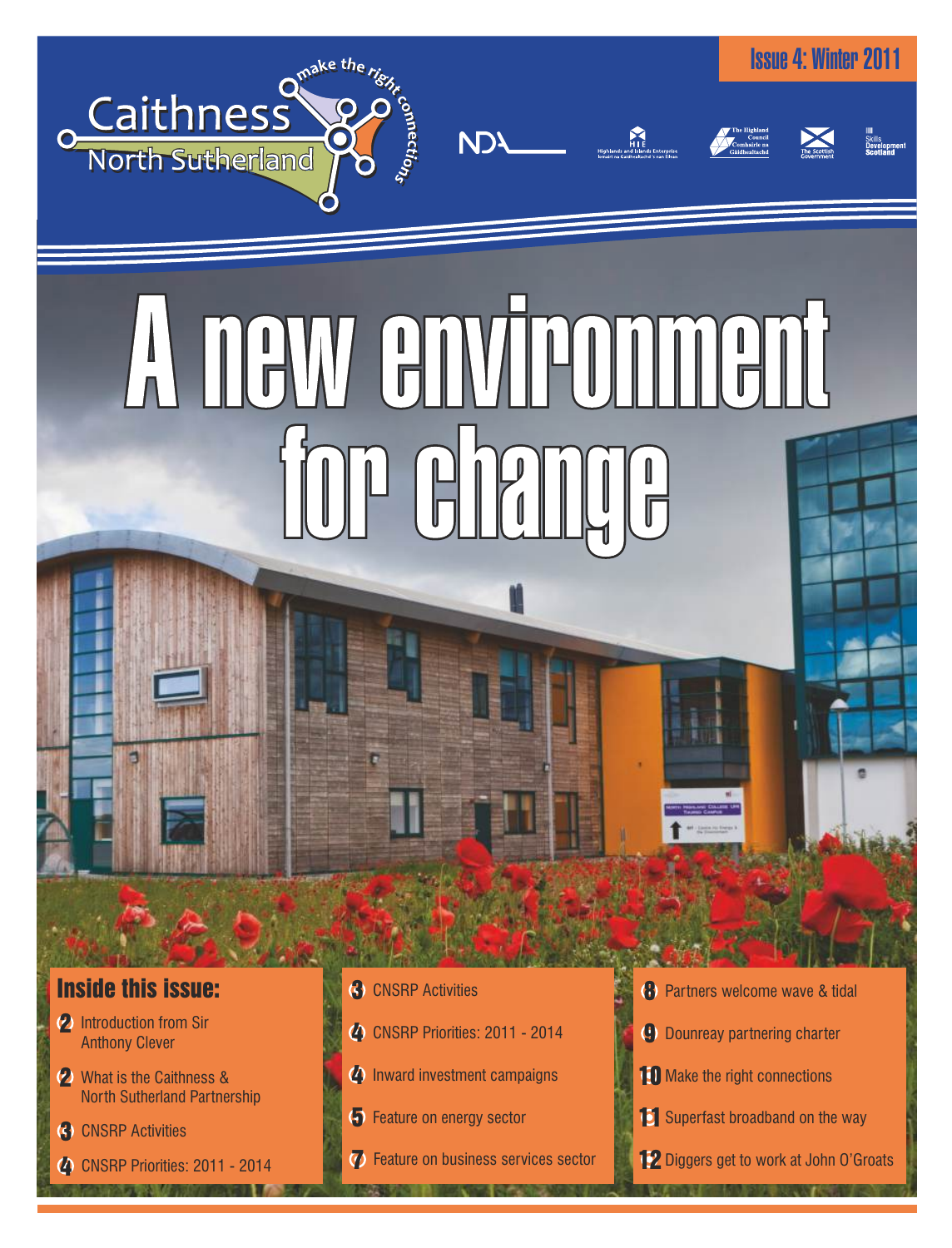Caithness North Sutherland

make the right connections

Issue 4: Winter 2011

# A new environment for change

## Inside this issue:

- 2 Introduction from Sir Anthony Clever
- 2 What is the Caithness & North Sutherland Partnership
- 3 CNSRP Activities
- 4 CNSRP Priorities: 2011 - 2014
- 3 CNSRP Activities
- 4 CNSRP Priorities: 2011 - 2014
- 4 Inward investment campaigns
- 5 Feature on energy sector
- 7 Feature on business services sector
- 8 Partners welcome wave & tidal
- 9 Dounreay partnering charter
- 10 Make the right connections
- 11 Superfast broadband on the way
- 12 Diggers get to work at John O'Groats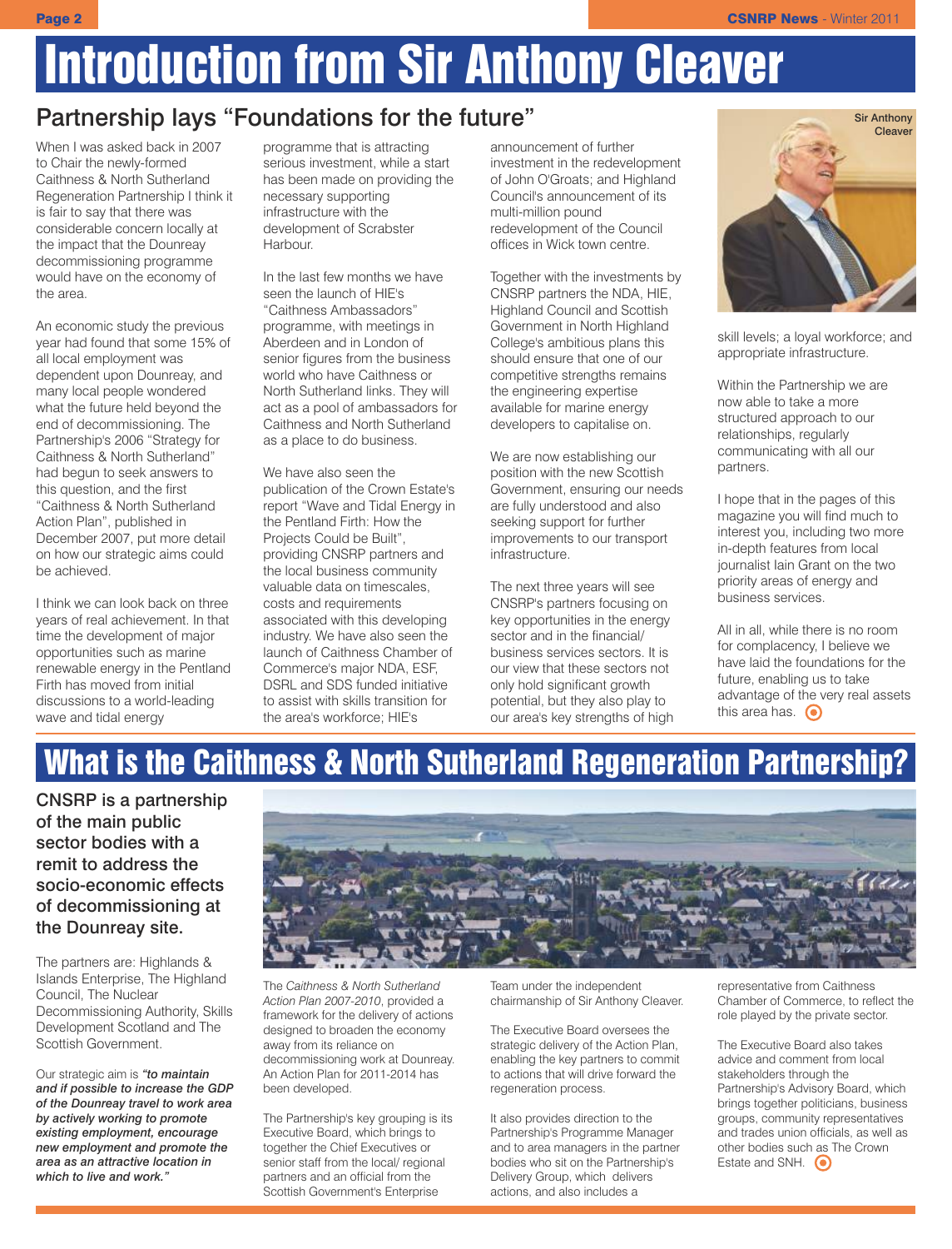# Introduction from Sir Anthony Cleaver

## Partnership lays "Foundations for the future"

When I was asked back in 2007 to Chair the newly-formed Caithness & North Sutherland Regeneration Partnership I think it is fair to say that there was considerable concern locally at the impact that the Dounreay decommissioning programme would have on the economy of the area.

An economic study the previous year had found that some 15% of all local employment was dependent upon Dounreay, and many local people wondered what the future held beyond the end of decommissioning. The Partnership's 2006 "Strategy for Caithness & North Sutherland" had begun to seek answers to this question, and the first "Caithness & North Sutherland Action Plan", published in December 2007, put more detail on how our strategic aims could be achieved.

I think we can look back on three years of real achievement. In that time the development of major opportunities such as marine renewable energy in the Pentland Firth has moved from initial discussions to a world-leading wave and tidal energy programme that is attracting serious investment, while a start has been made on providing the necessary supporting infrastructure with the development of Scrabster Harbour.

In the last few months we have seen the launch of HIE's "Caithness Ambassadors" programme, with meetings in Aberdeen and in London of senior figures from the business world who have Caithness or North Sutherland links. They will act as a pool of ambassadors for Caithness and North Sutherland as a place to do business.

We have also seen the publication of the Crown Estate's report "Wave and Tidal Energy in the Pentland Firth: How the Projects Could be Built", providing CNSRP partners and the local business community valuable data on timescales, costs and requirements associated with this developing industry. We have also seen the launch of Caithness Chamber of Commerce's major NDA, ESF, DSRL and SDS funded initiative to assist with skills transition for the area's workforce; HIE's announcement of further investment in the redevelopment of John O'Groats; and Highland Council's announcement of its multi-million pound redevelopment of the Council offices in Wick town centre.

Together with the investments by CNSRP partners the NDA, HIE, Highland Council and Scottish Government in North Highland College's ambitious plans this should ensure that one of our competitive strengths remains the engineering expertise available for marine energy developers to capitalise on.

We are now establishing our position with the new Scottish Government, ensuring our needs are fully understood and also seeking support for further improvements to our transport infrastructure.

The next three years will see CNSRP's partners focusing on key opportunities in the energy sector and in the financial/ business services sectors. It is our view that these sectors not only hold significant growth potential, but they also play to our area's key strengths of high skill levels; a loyal workforce; and appropriate infrastructure.

Sir Anthony Cleaver

Within the Partnership we are now able to take a more structured approach to our relationships, regularly communicating with all our partners.

I hope that in the pages of this magazine you will find much to interest you, including two more in-depth features from local journalist Iain Grant on the two priority areas of energy and business services.

All in all, while there is no room for complacency, I believe we have laid the foundations for the future, enabling us to take advantage of the very real assets this area has.

# What is the Caithness & North Sutherland Regeneration Partnership?

**CNSRP is a partnership of the main public sector bodies with a remit to address the socio-economic effects of decommissioning at the Dounreay site.**

The partners are: Highlands & Islands Enterprise, The Highland Council, The Nuclear Decommissioning Authority, Skills Development Scotland and The Scottish Government.

Our strategic aim is ***"to maintain and if possible to increase the GDP of the Dounreay travel to work area by actively working to promote existing employment, encourage new employment and promote the area as an attractive location in which to live and work."***

The *Caithness & North Sutherland Action Plan 2007-2010*, provided a framework for the delivery of actions designed to broaden the economy away from its reliance on decommissioning work at Dounreay. An Action Plan for 2011-2014 has been developed.

The Partnership's key grouping is its Executive Board, which brings to together the Chief Executives or senior staff from the local/ regional partners and an official from the Scottish Government's Enterprise Team under the independent chairmanship of Sir Anthony Cleaver.

The Executive Board oversees the strategic delivery of the Action Plan, enabling the key partners to commit to actions that will drive forward the regeneration process.

It also provides direction to the Partnership's Programme Manager and to area managers in the partner bodies who sit on the Partnership's Delivery Group, which delivers actions, and also includes a representative from Caithness Chamber of Commerce, to reflect the role played by the private sector.

The Executive Board also takes advice and comment from local stakeholders through the Partnership's Advisory Board, which brings together politicians, business groups, community representatives and trades union officials, as well as other bodies such as The Crown Estate and SNH.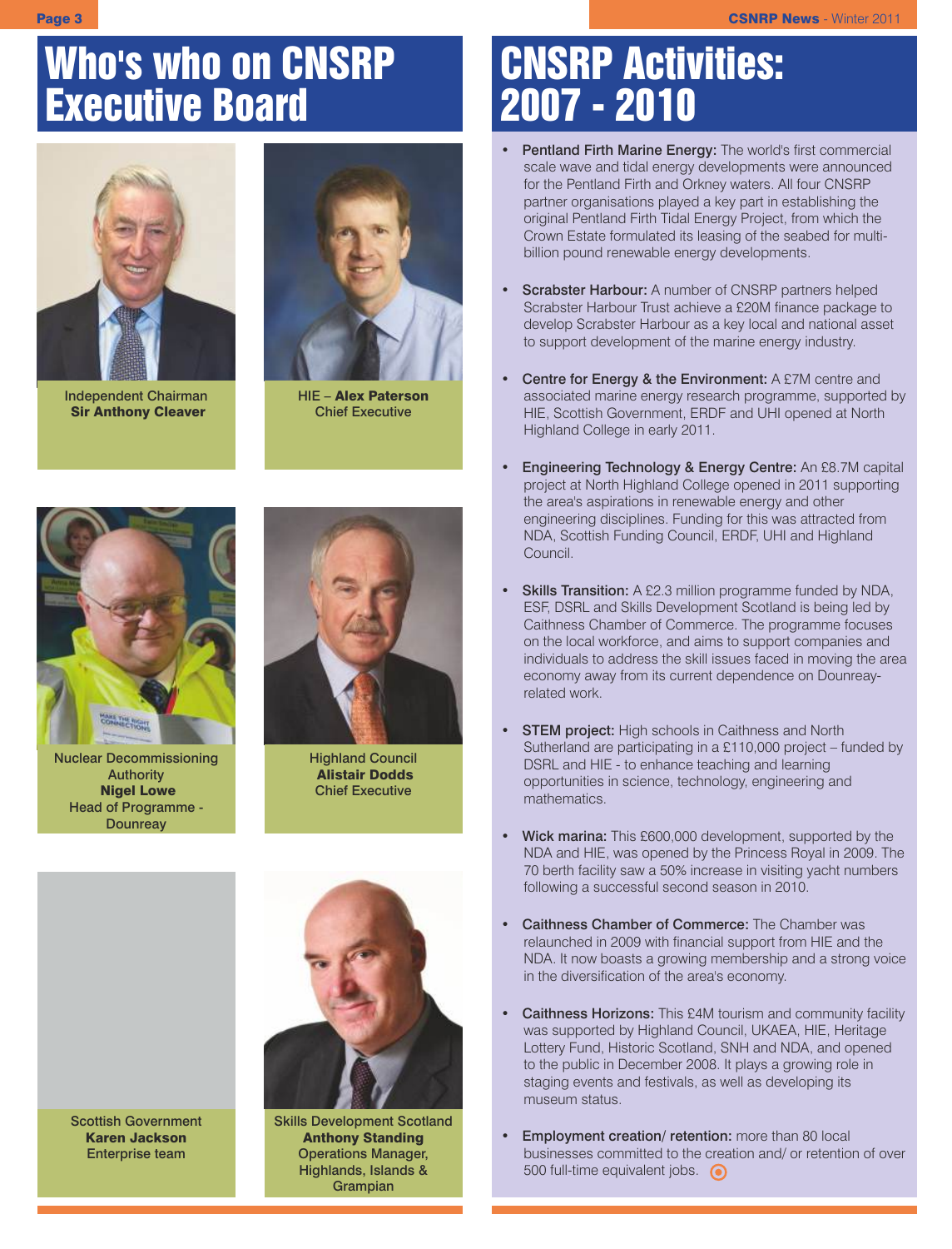# Who's who on CNSRP Executive Board

Independent Chairman
**Sir Anthony Cleaver**

HIE – **Alex Paterson**
Chief Executive

Nuclear Decommissioning Authority
**Nigel Lowe**
Head of Programme - Dounreay

Highland Council
**Alistair Dodds**
Chief Executive

Scottish Government
**Karen Jackson**
Enterprise team

Skills Development Scotland
**Anthony Standing**
Operations Manager, Highlands, Islands & Grampian

# CNSRP Activities: 2007 - 2010

- **Pentland Firth Marine Energy:** The world's first commercial scale wave and tidal energy developments were announced for the Pentland Firth and Orkney waters. All four CNSRP partner organisations played a key part in establishing the original Pentland Firth Tidal Energy Project, from which the Crown Estate formulated its leasing of the seabed for multi-billion pound renewable energy developments.

- **Scrabster Harbour:** A number of CNSRP partners helped Scrabster Harbour Trust achieve a £20M finance package to develop Scrabster Harbour as a key local and national asset to support development of the marine energy industry.

- **Centre for Energy & the Environment:** A £7M centre and associated marine energy research programme, supported by HIE, Scottish Government, ERDF and UHI opened at North Highland College in early 2011.

- **Engineering Technology & Energy Centre:** An £8.7M capital project at North Highland College opened in 2011 supporting the area's aspirations in renewable energy and other engineering disciplines. Funding for this was attracted from NDA, Scottish Funding Council, ERDF, UHI and Highland Council.

- **Skills Transition:** A £2.3 million programme funded by NDA, ESF, DSRL and Skills Development Scotland is being led by Caithness Chamber of Commerce. The programme focuses on the local workforce, and aims to support companies and individuals to address the skill issues faced in moving the area economy away from its current dependence on Dounreay-related work.

- **STEM project:** High schools in Caithness and North Sutherland are participating in a £110,000 project – funded by DSRL and HIE - to enhance teaching and learning opportunities in science, technology, engineering and mathematics.

- **Wick marina:** This £600,000 development, supported by the NDA and HIE, was opened by the Princess Royal in 2009. The 70 berth facility saw a 50% increase in visiting yacht numbers following a successful second season in 2010.

- **Caithness Chamber of Commerce:** The Chamber was relaunched in 2009 with financial support from HIE and the NDA. It now boasts a growing membership and a strong voice in the diversification of the area's economy.

- **Caithness Horizons:** This £4M tourism and community facility was supported by Highland Council, UKAEA, HIE, Heritage Lottery Fund, Historic Scotland, SNH and NDA, and opened to the public in December 2008. It plays a growing role in staging events and festivals, as well as developing its museum status.

- **Employment creation/ retention:** more than 80 local businesses committed to the creation and/ or retention of over 500 full-time equivalent jobs.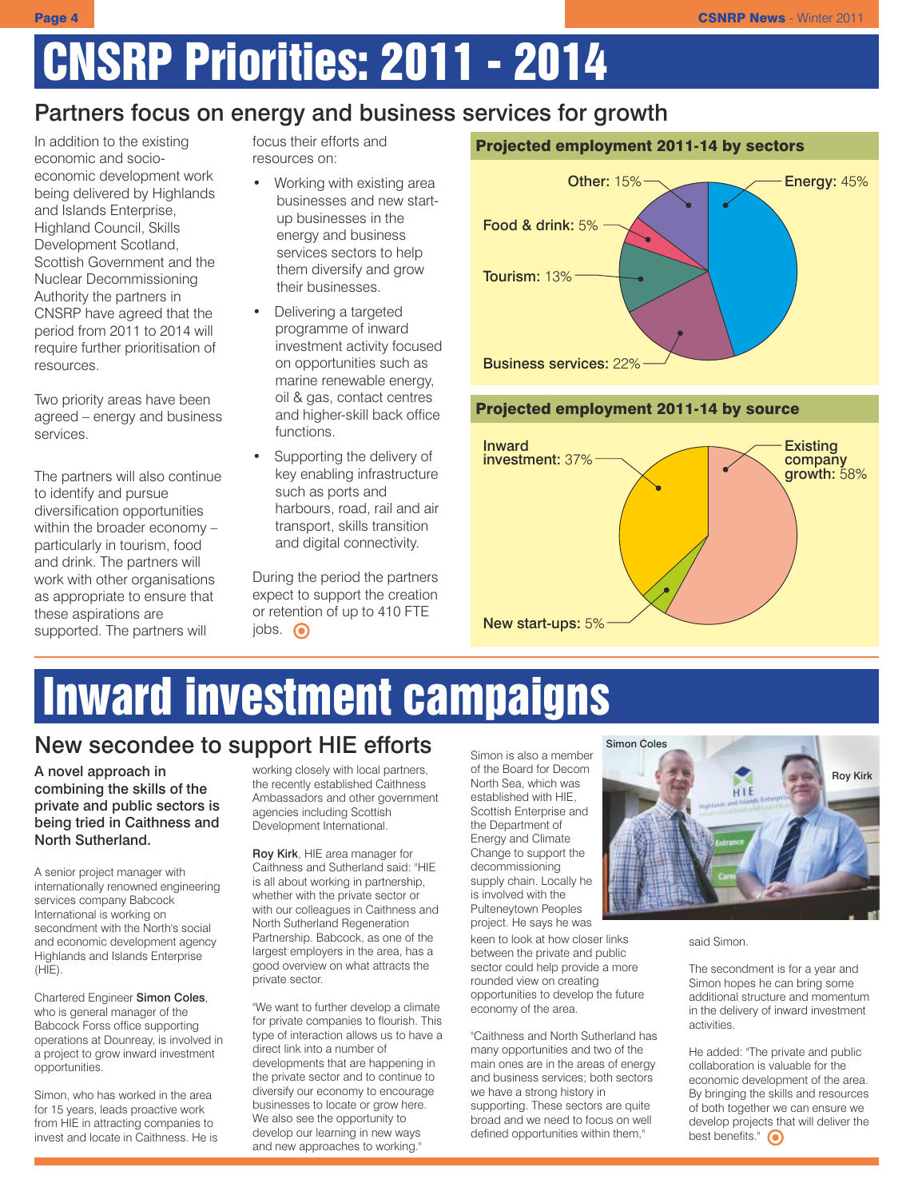# CNSRP Priorities: 2011 - 2014

## Partners focus on energy and business services for growth

In addition to the existing economic and socio-economic development work being delivered by Highlands and Islands Enterprise, Highland Council, Skills Development Scotland, Scottish Government and the Nuclear Decommissioning Authority the partners in CNSRP have agreed that the period from 2011 to 2014 will require further prioritisation of resources.

Two priority areas have been agreed – energy and business services.

The partners will also continue to identify and pursue diversification opportunities within the broader economy – particularly in tourism, food and drink. The partners will work with other organisations as appropriate to ensure that these aspirations are supported. The partners will focus their efforts and resources on:

- Working with existing area businesses and new start-up businesses in the energy and business services sectors to help them diversify and grow their businesses.
- Delivering a targeted programme of inward investment activity focused on opportunities such as marine renewable energy, oil & gas, contact centres and higher-skill back office functions.
- Supporting the delivery of key enabling infrastructure such as ports and harbours, road, rail and air transport, skills transition and digital connectivity.

During the period the partners expect to support the creation or retention of up to 410 FTE jobs.

**Projected employment 2011-14 by sectors**

- **Energy:** 45%
- **Business services:** 22%
- **Tourism:** 13%
- **Food & drink:** 5%
- **Other:** 15%

**Projected employment 2011-14 by source**

- **Existing company growth:** 58%
- **Inward investment:** 37%
- **New start-ups:** 5%

# Inward investment campaigns

## New secondee to support HIE efforts

**A novel approach in combining the skills of the private and public sectors is being tried in Caithness and North Sutherland.**

A senior project manager with internationally renowned engineering services company Babcock International is working on secondment with the North's social and economic development agency Highlands and Islands Enterprise (HIE).

Chartered Engineer **Simon Coles**, who is general manager of the Babcock Forss office supporting operations at Dounreay, is involved in a project to grow inward investment opportunities.

Simon, who has worked in the area for 15 years, leads proactive work from HIE in attracting companies to invest and locate in Caithness. He is working closely with local partners, the recently established Caithness Ambassadors and other government agencies including Scottish Development International.

**Roy Kirk**, HIE area manager for Caithness and Sutherland said: "HIE is all about working in partnership, whether with the private sector or with our colleagues in Caithness and North Sutherland Regeneration Partnership. Babcock, as one of the largest employers in the area, has a good overview on what attracts the private sector.

"We want to further develop a climate for private companies to flourish. This type of interaction allows us to have a direct link into a number of developments that are happening in the private sector and to continue to diversify our economy to encourage businesses to locate or grow here. We also see the opportunity to develop our learning in new ways and new approaches to working."

Simon is also a member of the Board for Decom North Sea, which was established with HIE, Scottish Enterprise and the Department of Energy and Climate Change to support the decommissioning supply chain. Locally he is involved with the Pulteneytown Peoples project. He says he was keen to look at how closer links between the private and public sector could help provide a more rounded view on creating opportunities to develop the future economy of the area.

"Caithness and North Sutherland has many opportunities and two of the main ones are in the areas of energy and business services; both sectors we have a strong history in supporting. These sectors are quite broad and we need to focus on well defined opportunities within them," said Simon.

Simon Coles — Roy Kirk

The secondment is for a year and Simon hopes he can bring some additional structure and momentum in the delivery of inward investment activities.

He added: "The private and public collaboration is valuable for the economic development of the area. By bringing the skills and resources of both together we can ensure we develop projects that will deliver the best benefits."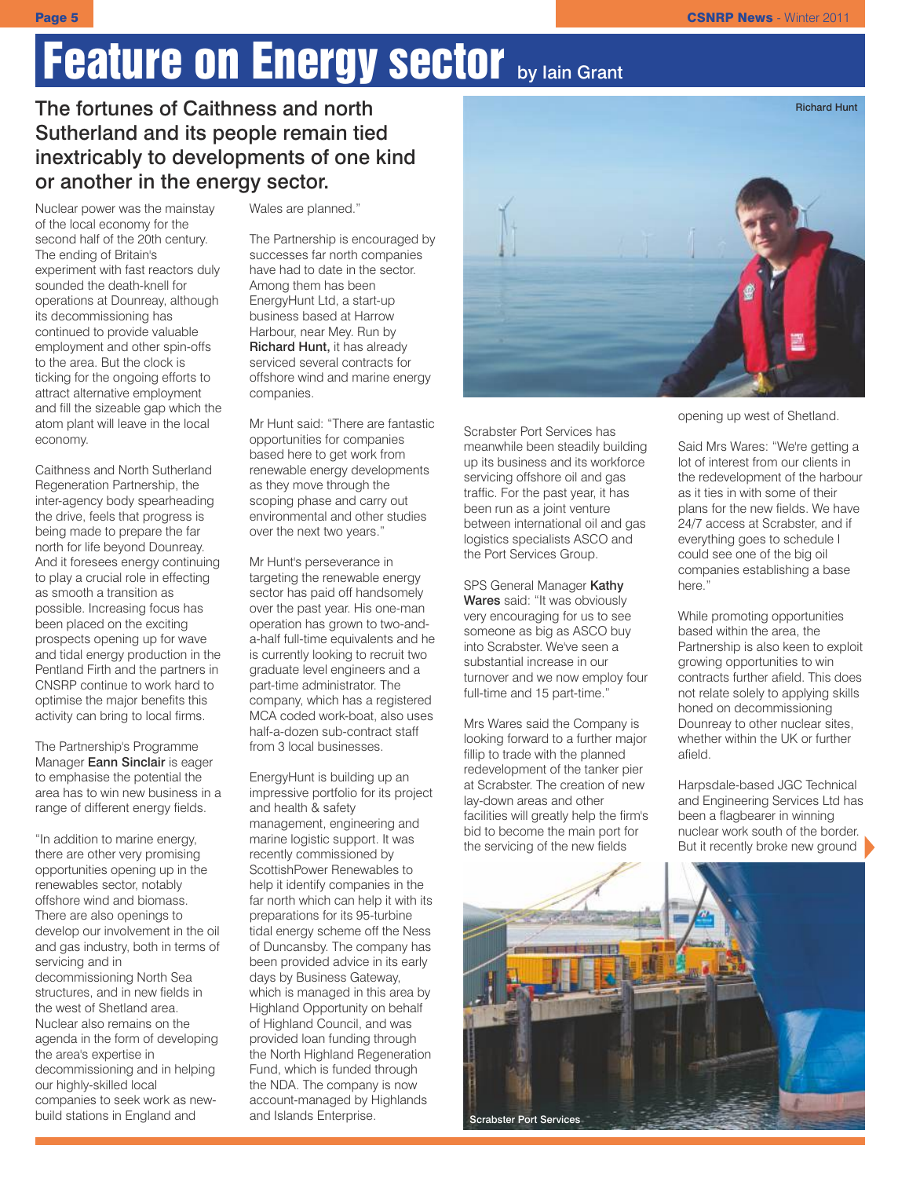# Feature on Energy sector by Iain Grant

## The fortunes of Caithness and north Sutherland and its people remain tied inextricably to developments of one kind or another in the energy sector.

Nuclear power was the mainstay of the local economy for the second half of the 20th century. The ending of Britain's experiment with fast reactors duly sounded the death-knell for operations at Dounreay, although its decommissioning has continued to provide valuable employment and other spin-offs to the area. But the clock is ticking for the ongoing efforts to attract alternative employment and fill the sizeable gap which the atom plant will leave in the local economy.

Caithness and North Sutherland Regeneration Partnership, the inter-agency body spearheading the drive, feels that progress is being made to prepare the far north for life beyond Dounreay. And it foresees energy continuing to play a crucial role in effecting as smooth a transition as possible. Increasing focus has been placed on the exciting prospects opening up for wave and tidal energy production in the Pentland Firth and the partners in CNSRP continue to work hard to optimise the major benefits this activity can bring to local firms.

The Partnership's Programme Manager **Eann Sinclair** is eager to emphasise the potential the area has to win new business in a range of different energy fields.

"In addition to marine energy, there are other very promising opportunities opening up in the renewables sector, notably offshore wind and biomass. There are also openings to develop our involvement in the oil and gas industry, both in terms of servicing and in decommissioning North Sea structures, and in new fields in the west of Shetland area. Nuclear also remains on the agenda in the form of developing the area's expertise in decommissioning and in helping our highly-skilled local companies to seek work as new-build stations in England and Wales are planned."

The Partnership is encouraged by successes far north companies have had to date in the sector. Among them has been EnergyHunt Ltd, a start-up business based at Harrow Harbour, near Mey. Run by **Richard Hunt,** it has already serviced several contracts for offshore wind and marine energy companies.

Mr Hunt said: "There are fantastic opportunities for companies based here to get work from renewable energy developments as they move through the scoping phase and carry out environmental and other studies over the next two years."

Mr Hunt's perseverance in targeting the renewable energy sector has paid off handsomely over the past year. His one-man operation has grown to two-and-a-half full-time equivalents and he is currently looking to recruit two graduate level engineers and a part-time administrator. The company, which has a registered MCA coded work-boat, also uses half-a-dozen sub-contract staff from 3 local businesses.

EnergyHunt is building up an impressive portfolio for its project and health & safety management, engineering and marine logistic support. It was recently commissioned by ScottishPower Renewables to help it identify companies in the far north which can help it with its preparations for its 95-turbine tidal energy scheme off the Ness of Duncansby. The company has been provided advice in its early days by Business Gateway, which is managed in this area by Highland Opportunity on behalf of Highland Council, and was provided loan funding through the North Highland Regeneration Fund, which is funded through the NDA. The company is now account-managed by Highlands and Islands Enterprise.

Richard Hunt

Scrabster Port Services has meanwhile been steadily building up its business and its workforce servicing offshore oil and gas traffic. For the past year, it has been run as a joint venture between international oil and gas logistics specialists ASCO and the Port Services Group.

SPS General Manager **Kathy Wares** said: "It was obviously very encouraging for us to see someone as big as ASCO buy into Scrabster. We've seen a substantial increase in our turnover and we now employ four full-time and 15 part-time."

Mrs Wares said the Company is looking forward to a further major fillip to trade with the planned redevelopment of the tanker pier at Scrabster. The creation of new lay-down areas and other facilities will greatly help the firm's bid to become the main port for the servicing of the new fields opening up west of Shetland.

Said Mrs Wares: "We're getting a lot of interest from our clients in the redevelopment of the harbour as it ties in with some of their plans for the new fields. We have 24/7 access at Scrabster, and if everything goes to schedule I could see one of the big oil companies establishing a base here."

While promoting opportunities based within the area, the Partnership is also keen to exploit growing opportunities to win contracts further afield. This does not relate solely to applying skills honed on decommissioning Dounreay to other nuclear sites, whether within the UK or further afield.

Harpsdale-based JGC Technical and Engineering Services Ltd has been a flagbearer in winning nuclear work south of the border. But it recently broke new ground

Scrabster Port Services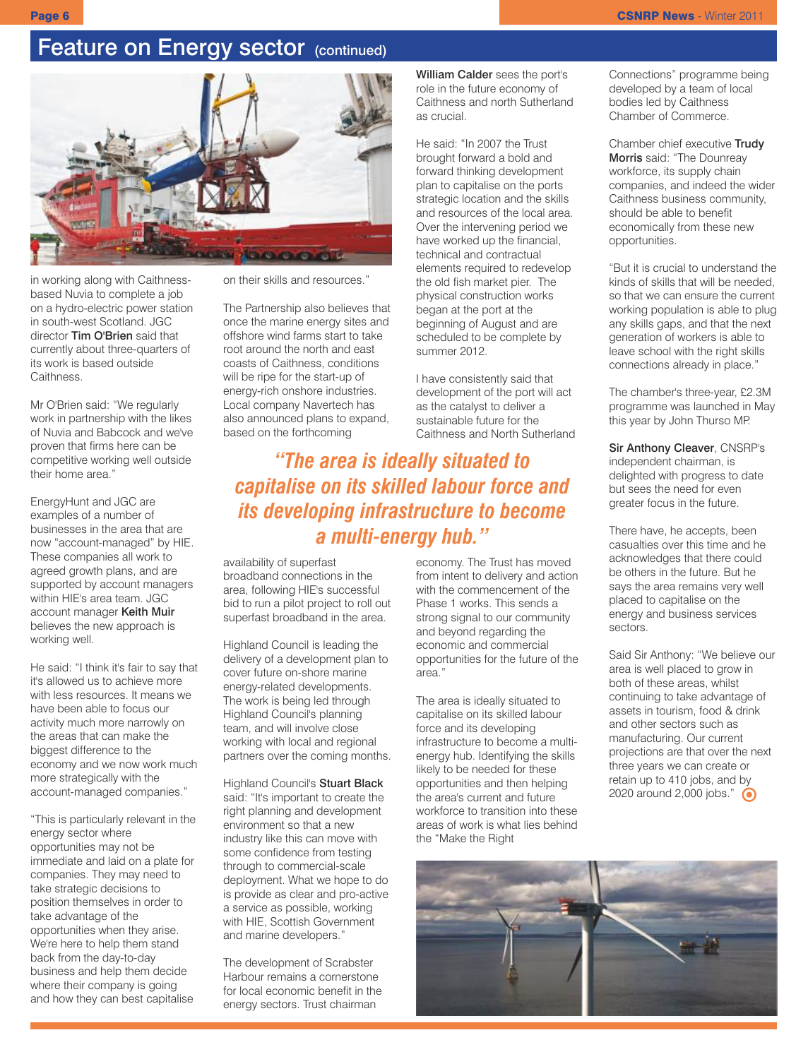# Feature on Energy sector (continued)

in working along with Caithness-based Nuvia to complete a job on a hydro-electric power station in south-west Scotland. JGC director **Tim O'Brien** said that currently about three-quarters of its work is based outside Caithness.

Mr O'Brien said: "We regularly work in partnership with the likes of Nuvia and Babcock and we've proven that firms here can be competitive working well outside their home area."

EnergyHunt and JGC are examples of a number of businesses in the area that are now "account-managed" by HIE. These companies all work to agreed growth plans, and are supported by account managers within HIE's area team. JGC account manager **Keith Muir** believes the new approach is working well.

He said: "I think it's fair to say that it's allowed us to achieve more with less resources. It means we have been able to focus our activity much more narrowly on the areas that can make the biggest difference to the economy and we now work much more strategically with the account-managed companies."

"This is particularly relevant in the energy sector where opportunities may not be immediate and laid on a plate for companies. They may need to take strategic decisions to position themselves in order to take advantage of the opportunities when they arise. We're here to help them stand back from the day-to-day business and help them decide where their company is going and how they can best capitalise on their skills and resources."

The Partnership also believes that once the marine energy sites and offshore wind farms start to take root around the north and east coasts of Caithness, conditions will be ripe for the start-up of energy-rich onshore industries. Local company Navertech has also announced plans to expand, based on the forthcoming availability of superfast broadband connections in the area, following HIE's successful bid to run a pilot project to roll out superfast broadband in the area.

Highland Council is leading the delivery of a development plan to cover future on-shore marine energy-related developments. The work is being led through Highland Council's planning team, and will involve close working with local and regional partners over the coming months.

Highland Council's **Stuart Black** said: "It's important to create the right planning and development environment so that a new industry like this can move with some confidence from testing through to commercial-scale deployment. What we hope to do is provide as clear and pro-active a service as possible, working with HIE, Scottish Government and marine developers."

The development of Scrabster Harbour remains a cornerstone for local economic benefit in the energy sectors. Trust chairman **William Calder** sees the port's role in the future economy of Caithness and north Sutherland as crucial.

He said: "In 2007 the Trust brought forward a bold and forward thinking development plan to capitalise on the ports strategic location and the skills and resources of the local area. Over the intervening period we have worked up the financial, technical and contractual elements required to redevelop the old fish market pier. The physical construction works began at the port at the beginning of August and are scheduled to be complete by summer 2012.

I have consistently said that development of the port will act as the catalyst to deliver a sustainable future for the Caithness and North Sutherland economy. The Trust has moved from intent to delivery and action with the commencement of the Phase 1 works. This sends a strong signal to our community and beyond regarding the economic and commercial opportunities for the future of the area."

> ***"The area is ideally situated to capitalise on its skilled labour force and its developing infrastructure to become a multi-energy hub."***

The area is ideally situated to capitalise on its skilled labour force and its developing infrastructure to become a multi-energy hub. Identifying the skills likely to be needed for these opportunities and then helping the area's current and future workforce to transition into these areas of work is what lies behind the "Make the Right Connections" programme being developed by a team of local bodies led by Caithness Chamber of Commerce.

Chamber chief executive **Trudy Morris** said: "The Dounreay workforce, its supply chain companies, and indeed the wider Caithness business community, should be able to benefit economically from these new opportunities.

"But it is crucial to understand the kinds of skills that will be needed, so that we can ensure the current working population is able to plug any skills gaps, and that the next generation of workers is able to leave school with the right skills connections already in place."

The chamber's three-year, £2.3M programme was launched in May this year by John Thurso MP.

**Sir Anthony Cleaver**, CNSRP's independent chairman, is delighted with progress to date but sees the need for even greater focus in the future.

There have, he accepts, been casualties over this time and he acknowledges that there could be others in the future. But he says the area remains very well placed to capitalise on the energy and business services sectors.

Said Sir Anthony: "We believe our area is well placed to grow in both of these areas, whilst continuing to take advantage of assets in tourism, food & drink and other sectors such as manufacturing. Our current projections are that over the next three years we can create or retain up to 410 jobs, and by 2020 around 2,000 jobs."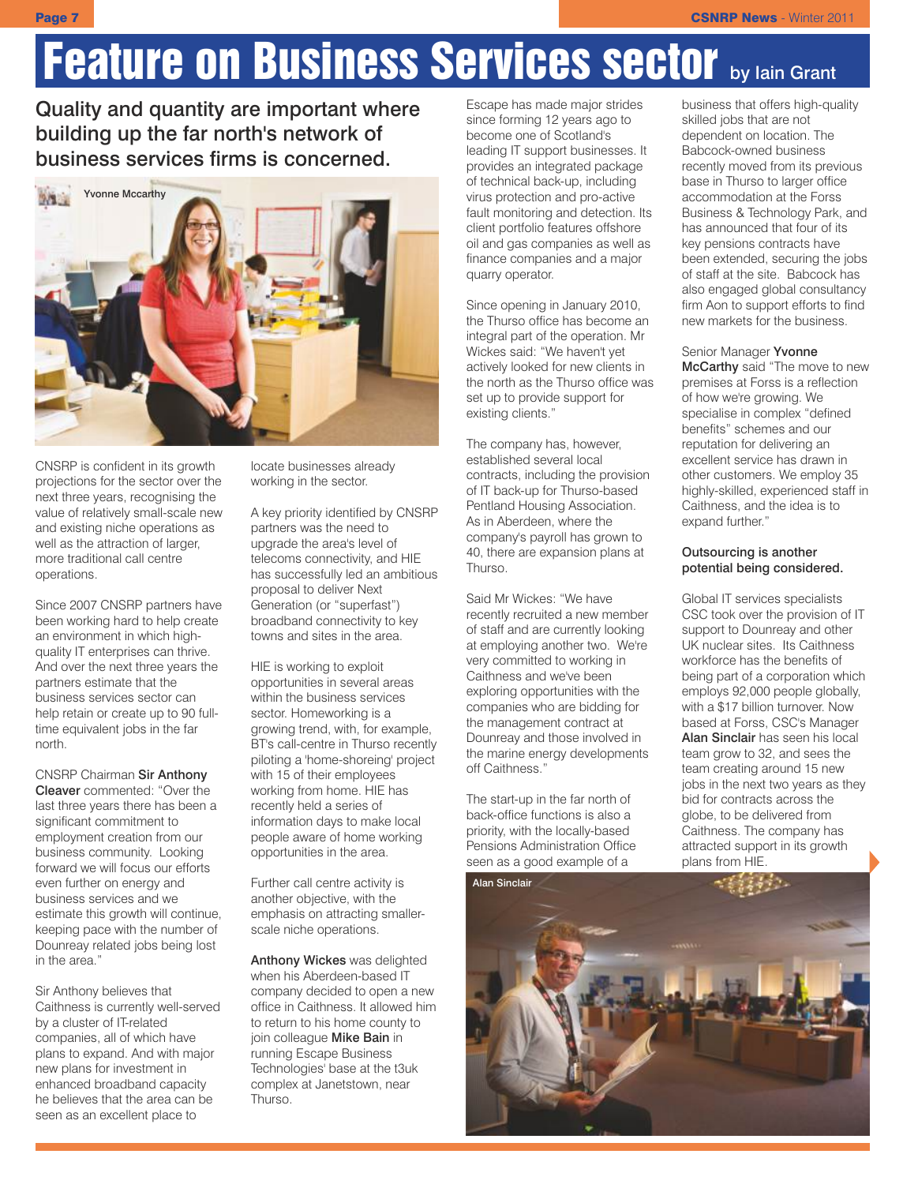# Feature on Business Services sector by Iain Grant

## Quality and quantity are important where building up the far north's network of business services firms is concerned.

Yvonne Mccarthy

CNSRP is confident in its growth projections for the sector over the next three years, recognising the value of relatively small-scale new and existing niche operations as well as the attraction of larger, more traditional call centre operations.

Since 2007 CNSRP partners have been working hard to help create an environment in which high-quality IT enterprises can thrive. And over the next three years the partners estimate that the business services sector can help retain or create up to 90 full-time equivalent jobs in the far north.

CNSRP Chairman **Sir Anthony Cleaver** commented: "Over the last three years there has been a significant commitment to employment creation from our business community. Looking forward we will focus our efforts even further on energy and business services and we estimate this growth will continue, keeping pace with the number of Dounreay related jobs being lost in the area."

Sir Anthony believes that Caithness is currently well-served by a cluster of IT-related companies, all of which have plans to expand. And with major new plans for investment in enhanced broadband capacity he believes that the area can be seen as an excellent place to locate businesses already working in the sector.

A key priority identified by CNSRP partners was the need to upgrade the area's level of telecoms connectivity, and HIE has successfully led an ambitious proposal to deliver Next Generation (or "superfast") broadband connectivity to key towns and sites in the area.

HIE is working to exploit opportunities in several areas within the business services sector. Homeworking is a growing trend, with, for example, BT's call-centre in Thurso recently piloting a 'home-shoreing' project with 15 of their employees working from home. HIE has recently held a series of information days to make local people aware of home working opportunities in the area.

Further call centre activity is another objective, with the emphasis on attracting smaller-scale niche operations.

**Anthony Wickes** was delighted when his Aberdeen-based IT company decided to open a new office in Caithness. It allowed him to return to his home county to join colleague **Mike Bain** in running Escape Business Technologies' base at the t3uk complex at Janetstown, near Thurso.

Escape has made major strides since forming 12 years ago to become one of Scotland's leading IT support businesses. It provides an integrated package of technical back-up, including virus protection and pro-active fault monitoring and detection. Its client portfolio features offshore oil and gas companies as well as finance companies and a major quarry operator.

Since opening in January 2010, the Thurso office has become an integral part of the operation. Mr Wickes said: "We haven't yet actively looked for new clients in the north as the Thurso office was set up to provide support for existing clients."

The company has, however, established several local contracts, including the provision of IT back-up for Thurso-based Pentland Housing Association. As in Aberdeen, where the company's payroll has grown to 40, there are expansion plans at Thurso.

Said Mr Wickes: "We have recently recruited a new member of staff and are currently looking at employing another two. We're very committed to working in Caithness and we've been exploring opportunities with the companies who are bidding for the management contract at Dounreay and those involved in the marine energy developments off Caithness."

The start-up in the far north of back-office functions is also a priority, with the locally-based Pensions Administration Office seen as a good example of a business that offers high-quality skilled jobs that are not dependent on location. The Babcock-owned business recently moved from its previous base in Thurso to larger office accommodation at the Forss Business & Technology Park, and has announced that four of its key pensions contracts have been extended, securing the jobs of staff at the site. Babcock has also engaged global consultancy firm Aon to support efforts to find new markets for the business.

Senior Manager **Yvonne McCarthy** said "The move to new premises at Forss is a reflection of how we're growing. We specialise in complex "defined benefits" schemes and our reputation for delivering an excellent service has drawn in other customers. We employ 35 highly-skilled, experienced staff in Caithness, and the idea is to expand further."

**Outsourcing is another potential being considered.**

Global IT services specialists CSC took over the provision of IT support to Dounreay and other UK nuclear sites. Its Caithness workforce has the benefits of being part of a corporation which employs 92,000 people globally, with a $17 billion turnover. Now based at Forss, CSC's Manager **Alan Sinclair** has seen his local team grow to 32, and sees the team creating around 15 new jobs in the next two years as they bid for contracts across the globe, to be delivered from Caithness. The company has attracted support in its growth plans from HIE.

Alan Sinclair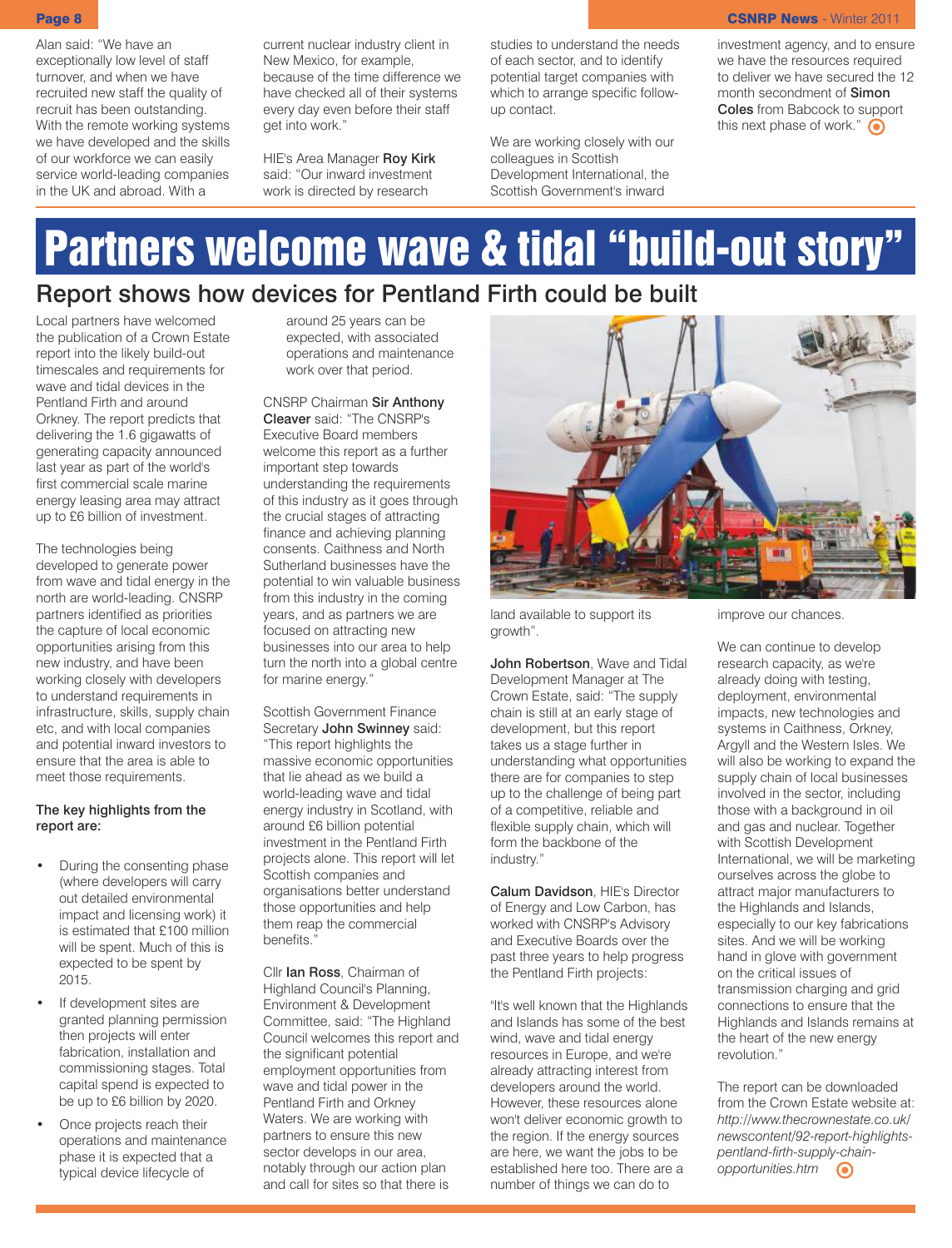Alan said: "We have an exceptionally low level of staff turnover, and when we have recruited new staff the quality of recruit has been outstanding. With the remote working systems we have developed and the skills of our workforce we can easily service world-leading companies in the UK and abroad. With a current nuclear industry client in New Mexico, for example, because of the time difference we have checked all of their systems every day even before their staff get into work."

HIE's Area Manager **Roy Kirk** said: "Our inward investment work is directed by research studies to understand the needs of each sector, and to identify potential target companies with which to arrange specific follow-up contact.

We are working closely with our colleagues in Scottish Development International, the Scottish Government's inward investment agency, and to ensure we have the resources required to deliver we have secured the 12 month secondment of **Simon Coles** from Babcock to support this next phase of work."

# Partners welcome wave & tidal "build-out story"

## Report shows how devices for Pentland Firth could be built

Local partners have welcomed the publication of a Crown Estate report into the likely build-out timescales and requirements for wave and tidal devices in the Pentland Firth and around Orkney. The report predicts that delivering the 1.6 gigawatts of generating capacity announced last year as part of the world's first commercial scale marine energy leasing area may attract up to £6 billion of investment.

The technologies being developed to generate power from wave and tidal energy in the north are world-leading. CNSRP partners identified as priorities the capture of local economic opportunities arising from this new industry, and have been working closely with developers to understand requirements in infrastructure, skills, supply chain etc, and with local companies and potential inward investors to ensure that the area is able to meet those requirements.

**The key highlights from the report are:**

- During the consenting phase (where developers will carry out detailed environmental impact and licensing work) it is estimated that £100 million will be spent. Much of this is expected to be spent by 2015.
- If development sites are granted planning permission then projects will enter fabrication, installation and commissioning stages. Total capital spend is expected to be up to £6 billion by 2020.
- Once projects reach their operations and maintenance phase it is expected that a typical device lifecycle of around 25 years can be expected, with associated operations and maintenance work over that period.

CNSRP Chairman **Sir Anthony Cleaver** said: "The CNSRP's Executive Board members welcome this report as a further important step towards understanding the requirements of this industry as it goes through the crucial stages of attracting finance and achieving planning consents. Caithness and North Sutherland businesses have the potential to win valuable business from this industry in the coming years, and as partners we are focused on attracting new businesses into our area to help turn the north into a global centre for marine energy."

Scottish Government Finance Secretary **John Swinney** said: "This report highlights the massive economic opportunities that lie ahead as we build a world-leading wave and tidal energy industry in Scotland, with around £6 billion potential investment in the Pentland Firth projects alone. This report will let Scottish companies and organisations better understand those opportunities and help them reap the commercial benefits."

Cllr **Ian Ross**, Chairman of Highland Council's Planning, Environment & Development Committee, said: "The Highland Council welcomes this report and the significant potential employment opportunities from wave and tidal power in the Pentland Firth and Orkney Waters. We are working with partners to ensure this new sector develops in our area, notably through our action plan and call for sites so that there is land available to support its growth".

**John Robertson**, Wave and Tidal Development Manager at The Crown Estate, said: "The supply chain is still at an early stage of development, but this report takes us a stage further in understanding what opportunities there are for companies to step up to the challenge of being part of a competitive, reliable and flexible supply chain, which will form the backbone of the industry."

**Calum Davidson**, HIE's Director of Energy and Low Carbon, has worked with CNSRP's Advisory and Executive Boards over the past three years to help progress the Pentland Firth projects:

"It's well known that the Highlands and Islands has some of the best wind, wave and tidal energy resources in Europe, and we're already attracting interest from developers around the world. However, these resources alone won't deliver economic growth to the region. If the energy sources are here, we want the jobs to be established here too. There are a number of things we can do to improve our chances.

We can continue to develop research capacity, as we're already doing with testing, deployment, environmental impacts, new technologies and systems in Caithness, Orkney, Argyll and the Western Isles. We will also be working to expand the supply chain of local businesses involved in the sector, including those with a background in oil and gas and nuclear. Together with Scottish Development International, we will be marketing ourselves across the globe to attract major manufacturers to the Highlands and Islands, especially to our key fabrications sites. And we will be working hand in glove with government on the critical issues of transmission charging and grid connections to ensure that the Highlands and Islands remains at the heart of the new energy revolution."

The report can be downloaded from the Crown Estate website at: *http://www.thecrownestate.co.uk/newscontent/92-report-highlights-pentland-firth-supply-chain-opportunities.htm*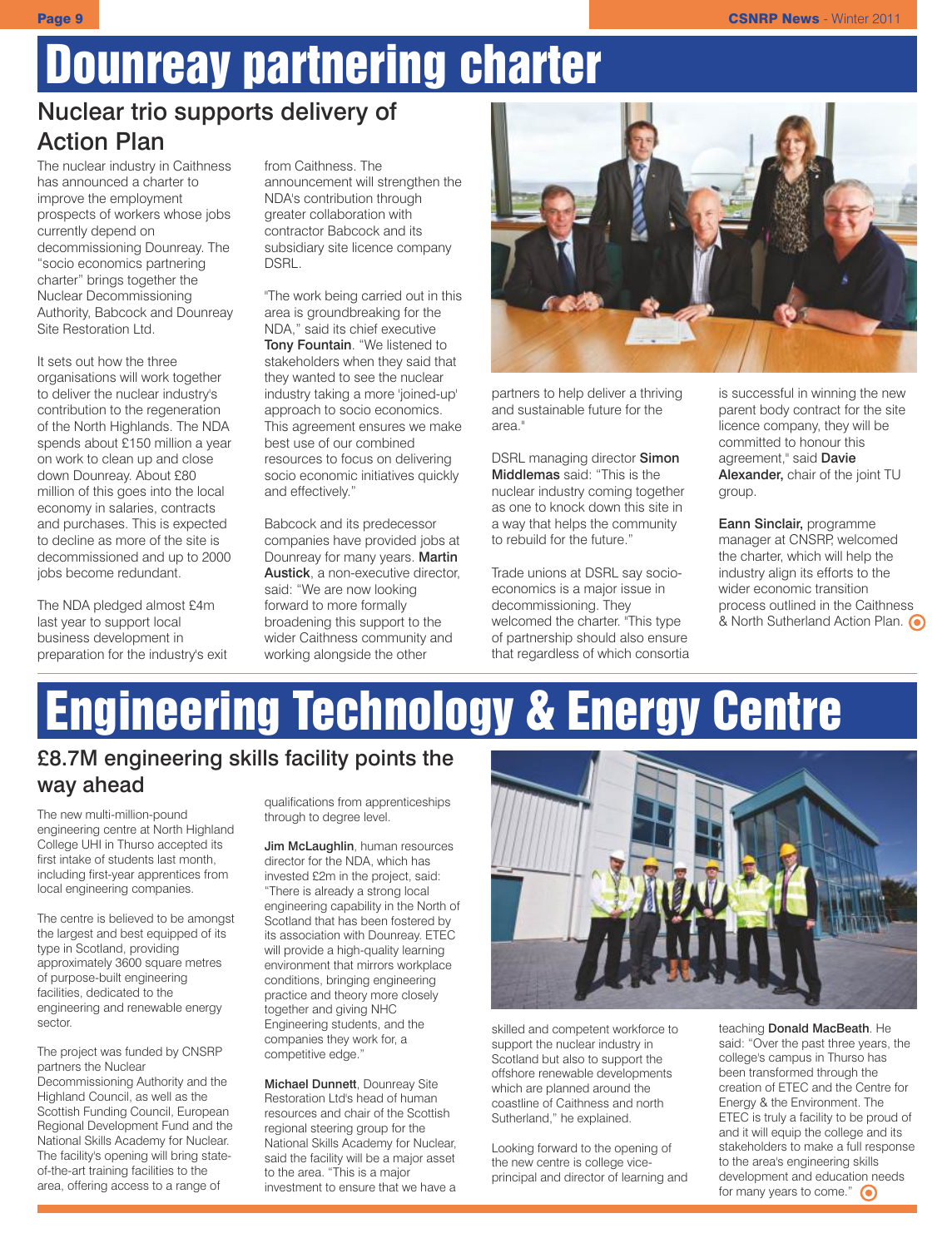# Dounreay partnering charter

## Nuclear trio supports delivery of Action Plan

The nuclear industry in Caithness has announced a charter to improve the employment prospects of workers whose jobs currently depend on decommissioning Dounreay. The "socio economics partnering charter" brings together the Nuclear Decommissioning Authority, Babcock and Dounreay Site Restoration Ltd.

It sets out how the three organisations will work together to deliver the nuclear industry's contribution to the regeneration of the North Highlands. The NDA spends about £150 million a year on work to clean up and close down Dounreay. About £80 million of this goes into the local economy in salaries, contracts and purchases. This is expected to decline as more of the site is decommissioned and up to 2000 jobs become redundant.

The NDA pledged almost £4m last year to support local business development in preparation for the industry's exit from Caithness. The announcement will strengthen the NDA's contribution through greater collaboration with contractor Babcock and its subsidiary site licence company DSRL.

"The work being carried out in this area is groundbreaking for the NDA," said its chief executive **Tony Fountain**. "We listened to stakeholders when they said that they wanted to see the nuclear industry taking a more 'joined-up' approach to socio economics. This agreement ensures we make best use of our combined resources to focus on delivering socio economic initiatives quickly and effectively."

Babcock and its predecessor companies have provided jobs at Dounreay for many years. **Martin Austick**, a non-executive director, said: "We are now looking forward to more formally broadening this support to the wider Caithness community and working alongside the other partners to help deliver a thriving and sustainable future for the area."

DSRL managing director **Simon Middlemas** said: "This is the nuclear industry coming together as one to knock down this site in a way that helps the community to rebuild for the future."

Trade unions at DSRL say socio-economics is a major issue in decommissioning. They welcomed the charter. "This type of partnership should also ensure that regardless of which consortia is successful in winning the new parent body contract for the site licence company, they will be committed to honour this agreement," said **Davie Alexander,** chair of the joint TU group.

**Eann Sinclair,** programme manager at CNSRP, welcomed the charter, which will help the industry align its efforts to the wider economic transition process outlined in the Caithness & North Sutherland Action Plan.

# Engineering Technology & Energy Centre

## £8.7M engineering skills facility points the way ahead

The new multi-million-pound engineering centre at North Highland College UHI in Thurso accepted its first intake of students last month, including first-year apprentices from local engineering companies.

The centre is believed to be amongst the largest and best equipped of its type in Scotland, providing approximately 3600 square metres of purpose-built engineering facilities, dedicated to the engineering and renewable energy sector.

The project was funded by CNSRP partners the Nuclear Decommissioning Authority and the Highland Council, as well as the Scottish Funding Council, European Regional Development Fund and the National Skills Academy for Nuclear. The facility's opening will bring state-of-the-art training facilities to the area, offering access to a range of qualifications from apprenticeships through to degree level.

**Jim McLaughlin**, human resources director for the NDA, which has invested £2m in the project, said: "There is already a strong local engineering capability in the North of Scotland that has been fostered by its association with Dounreay. ETEC will provide a high-quality learning environment that mirrors workplace conditions, bringing engineering practice and theory more closely together and giving NHC Engineering students, and the companies they work for, a competitive edge."

**Michael Dunnett**, Dounreay Site Restoration Ltd's head of human resources and chair of the Scottish regional steering group for the National Skills Academy for Nuclear, said the facility will be a major asset to the area. "This is a major investment to ensure that we have a skilled and competent workforce to support the nuclear industry in Scotland but also to support the offshore renewable developments which are planned around the coastline of Caithness and north Sutherland," he explained.

Looking forward to the opening of the new centre is college vice-principal and director of learning and teaching **Donald MacBeath**. He said: "Over the past three years, the college's campus in Thurso has been transformed through the creation of ETEC and the Centre for Energy & the Environment. The ETEC is truly a facility to be proud of and it will equip the college and its stakeholders to make a full response to the area's engineering skills development and education needs for many years to come."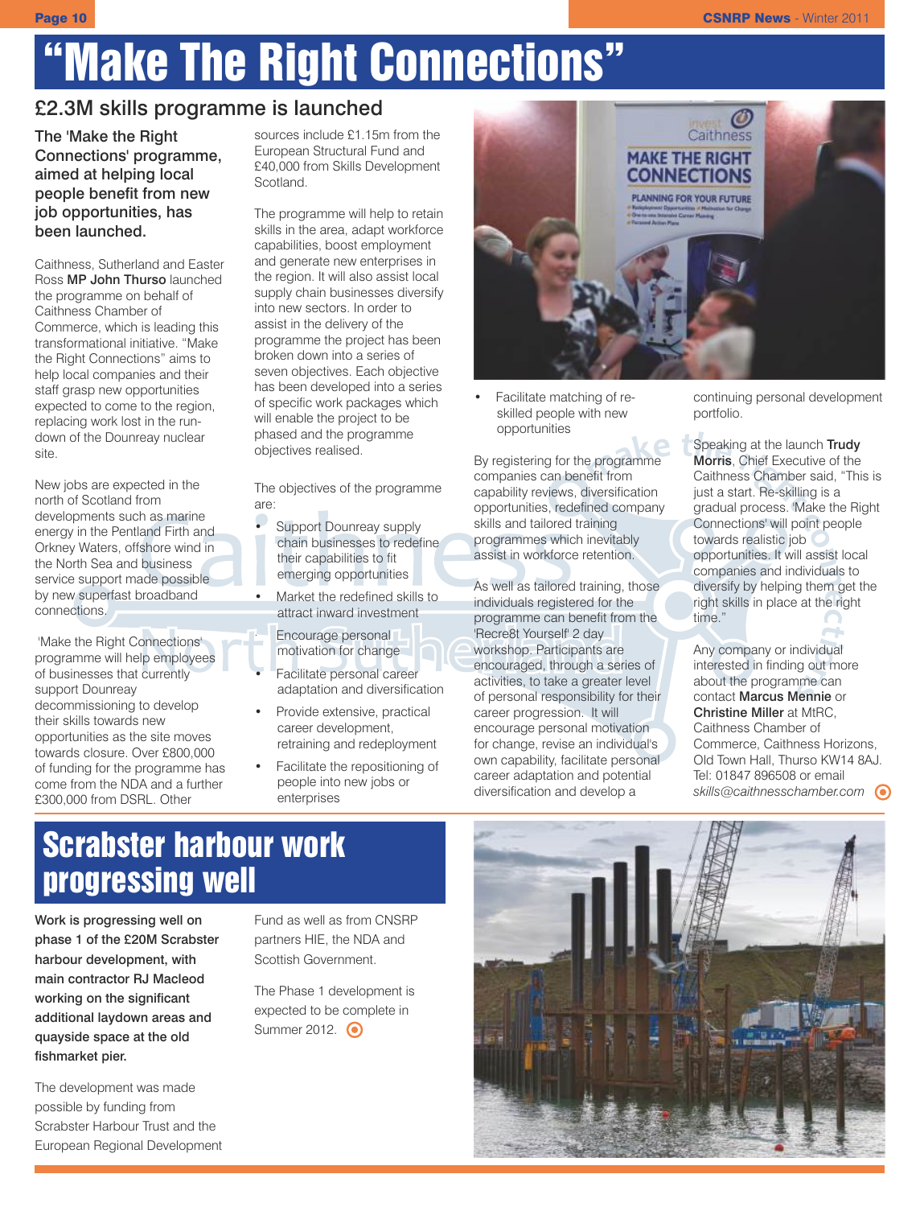# "Make The Right Connections"

## £2.3M skills programme is launched

**The 'Make the Right Connections' programme, aimed at helping local people benefit from new job opportunities, has been launched.**

Caithness, Sutherland and Easter Ross **MP John Thurso** launched the programme on behalf of Caithness Chamber of Commerce, which is leading this transformational initiative. "Make the Right Connections" aims to help local companies and their staff grasp new opportunities expected to come to the region, replacing work lost in the run-down of the Dounreay nuclear site.

New jobs are expected in the north of Scotland from developments such as marine energy in the Pentland Firth and Orkney Waters, offshore wind in the North Sea and business service support made possible by new superfast broadband connections.

'Make the Right Connections' programme will help employees of businesses that currently support Dounreay decommissioning to develop their skills towards new opportunities as the site moves towards closure. Over £800,000 of funding for the programme has come from the NDA and a further £300,000 from DSRL. Other sources include £1.15m from the European Structural Fund and £40,000 from Skills Development Scotland.

The programme will help to retain skills in the area, adapt workforce capabilities, boost employment and generate new enterprises in the region. It will also assist local supply chain businesses diversify into new sectors. In order to assist in the delivery of the programme the project has been broken down into a series of seven objectives. Each objective has been developed into a series of specific work packages which will enable the project to be phased and the programme objectives realised.

The objectives of the programme are:

- Support Dounreay supply chain businesses to redefine their capabilities to fit emerging opportunities
- Market the redefined skills to attract inward investment
- Encourage personal motivation for change
- Facilitate personal career adaptation and diversification
- Provide extensive, practical career development, retraining and redeployment
- Facilitate the repositioning of people into new jobs or enterprises
- Facilitate matching of re-skilled people with new opportunities

By registering for the programme companies can benefit from capability reviews, diversification opportunities, redefined company skills and tailored training programmes which inevitably assist in workforce retention.

As well as tailored training, those individuals registered for the programme can benefit from the 'Recre8t Yourself' 2 day workshop. Participants are encouraged, through a series of activities, to take a greater level of personal responsibility for their career progression. It will encourage personal motivation for change, revise an individual's own capability, facilitate personal career adaptation and potential diversification and develop a continuing personal development portfolio.

Speaking at the launch **Trudy Morris**, Chief Executive of the Caithness Chamber said, "This is just a start. Re-skilling is a gradual process. 'Make the Right Connections' will point people towards realistic job opportunities. It will assist local companies and individuals to diversify by helping them get the right skills in place at the right time."

Any company or individual interested in finding out more about the programme can contact **Marcus Mennie** or **Christine Miller** at MtRC, Caithness Chamber of Commerce, Caithness Horizons, Old Town Hall, Thurso KW14 8AJ. Tel: 01847 896508 or email *skills@caithnesschamber.com*

# Scrabster harbour work progressing well

**Work is progressing well on phase 1 of the £20M Scrabster harbour development, with main contractor RJ Macleod working on the significant additional laydown areas and quayside space at the old fishmarket pier.**

The development was made possible by funding from Scrabster Harbour Trust and the European Regional Development Fund as well as from CNSRP partners HIE, the NDA and Scottish Government.

The Phase 1 development is expected to be complete in Summer 2012.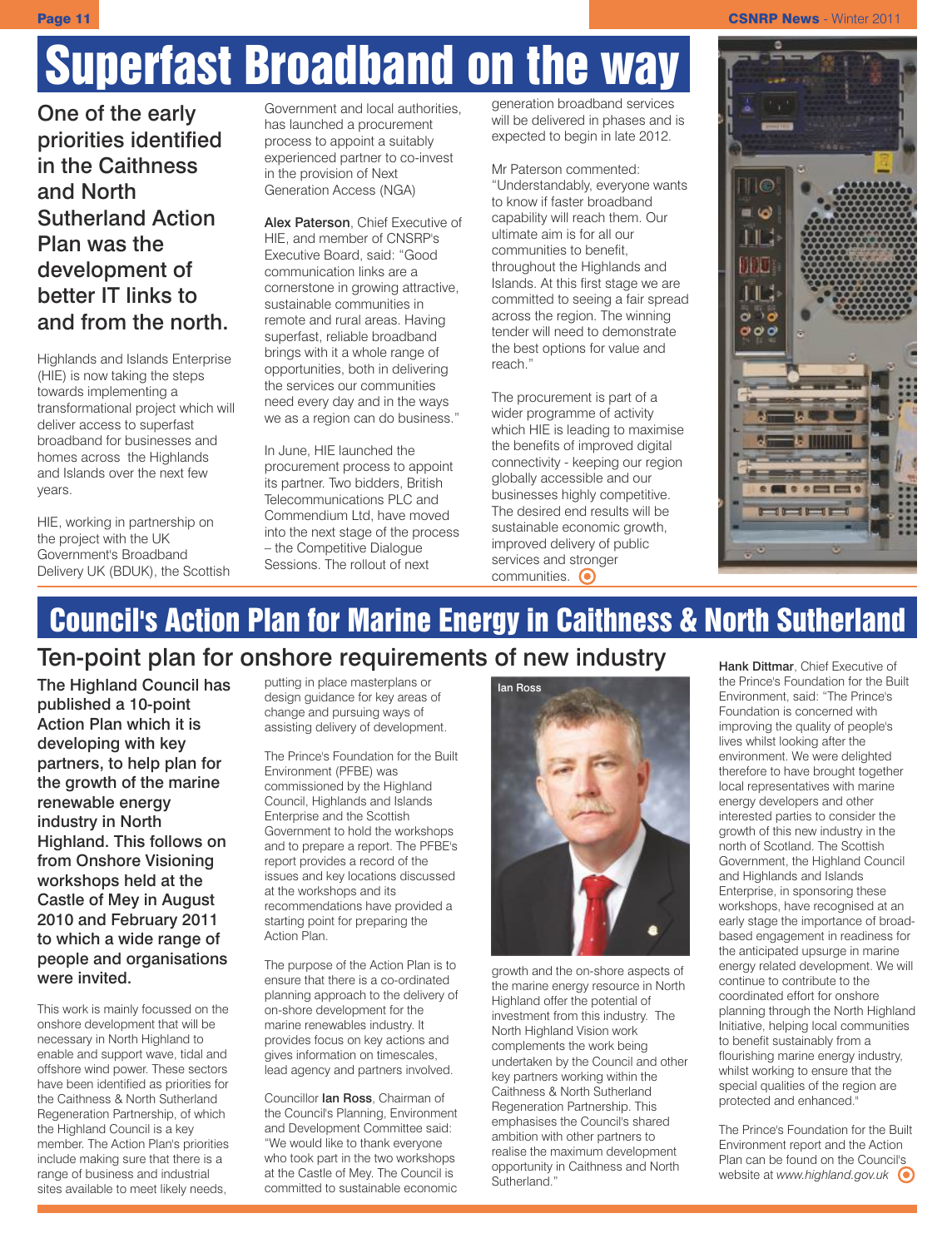# Superfast Broadband on the way

**One of the early priorities identified in the Caithness and North Sutherland Action Plan was the development of better IT links to and from the north.**

Highlands and Islands Enterprise (HIE) is now taking the steps towards implementing a transformational project which will deliver access to superfast broadband for businesses and homes across the Highlands and Islands over the next few years.

HIE, working in partnership on the project with the UK Government's Broadband Delivery UK (BDUK), the Scottish Government and local authorities, has launched a procurement process to appoint a suitably experienced partner to co-invest in the provision of Next Generation Access (NGA)

**Alex Paterson**, Chief Executive of HIE, and member of CNSRP's Executive Board, said: "Good communication links are a cornerstone in growing attractive, sustainable communities in remote and rural areas. Having superfast, reliable broadband brings with it a whole range of opportunities, both in delivering the services our communities need every day and in the ways we as a region can do business."

In June, HIE launched the procurement process to appoint its partner. Two bidders, British Telecommunications PLC and Commendium Ltd, have moved into the next stage of the process – the Competitive Dialogue Sessions. The rollout of next generation broadband services will be delivered in phases and is expected to begin in late 2012.

Mr Paterson commented: "Understandably, everyone wants to know if faster broadband capability will reach them. Our ultimate aim is for all our communities to benefit, throughout the Highlands and Islands. At this first stage we are committed to seeing a fair spread across the region. The winning tender will need to demonstrate the best options for value and reach."

The procurement is part of a wider programme of activity which HIE is leading to maximise the benefits of improved digital connectivity - keeping our region globally accessible and our businesses highly competitive. The desired end results will be sustainable economic growth, improved delivery of public services and stronger communities.

# Council's Action Plan for Marine Energy in Caithness & North Sutherland

## Ten-point plan for onshore requirements of new industry

**The Highland Council has published a 10-point Action Plan which it is developing with key partners, to help plan for the growth of the marine renewable energy industry in North Highland. This follows on from Onshore Visioning workshops held at the Castle of Mey in August 2010 and February 2011 to which a wide range of people and organisations were invited.**

This work is mainly focussed on the onshore development that will be necessary in North Highland to enable and support wave, tidal and offshore wind power. These sectors have been identified as priorities for the Caithness & North Sutherland Regeneration Partnership, of which the Highland Council is a key member. The Action Plan's priorities include making sure that there is a range of business and industrial sites available to meet likely needs, putting in place masterplans or design guidance for key areas of change and pursuing ways of assisting delivery of development.

The Prince's Foundation for the Built Environment (PFBE) was commissioned by the Highland Council, Highlands and Islands Enterprise and the Scottish Government to hold the workshops and to prepare a report. The PFBE's report provides a record of the issues and key locations discussed at the workshops and its recommendations have provided a starting point for preparing the Action Plan.

The purpose of the Action Plan is to ensure that there is a co-ordinated planning approach to the delivery of on-shore development for the marine renewables industry. It provides focus on key actions and gives information on timescales, lead agency and partners involved.

Councillor **Ian Ross**, Chairman of the Council's Planning, Environment and Development Committee said: "We would like to thank everyone who took part in the two workshops at the Castle of Mey. The Council is committed to sustainable economic growth and the on-shore aspects of the marine energy resource in North Highland offer the potential of investment from this industry. The North Highland Vision work complements the work being undertaken by the Council and other key partners working within the Caithness & North Sutherland Regeneration Partnership. This emphasises the Council's shared ambition with other partners to realise the maximum development opportunity in Caithness and North Sutherland."

Ian Ross

**Hank Dittmar**, Chief Executive of the Prince's Foundation for the Built Environment, said: "The Prince's Foundation is concerned with improving the quality of people's lives whilst looking after the environment. We were delighted therefore to have brought together local representatives with marine energy developers and other interested parties to consider the growth of this new industry in the north of Scotland. The Scottish Government, the Highland Council and Highlands and Islands Enterprise, in sponsoring these workshops, have recognised at an early stage the importance of broad-based engagement in readiness for the anticipated upsurge in marine energy related development. We will continue to contribute to the coordinated effort for onshore planning through the North Highland Initiative, helping local communities to benefit sustainably from a flourishing marine energy industry, whilst working to ensure that the special qualities of the region are protected and enhanced."

The Prince's Foundation for the Built Environment report and the Action Plan can be found on the Council's website at *www.highland.gov.uk*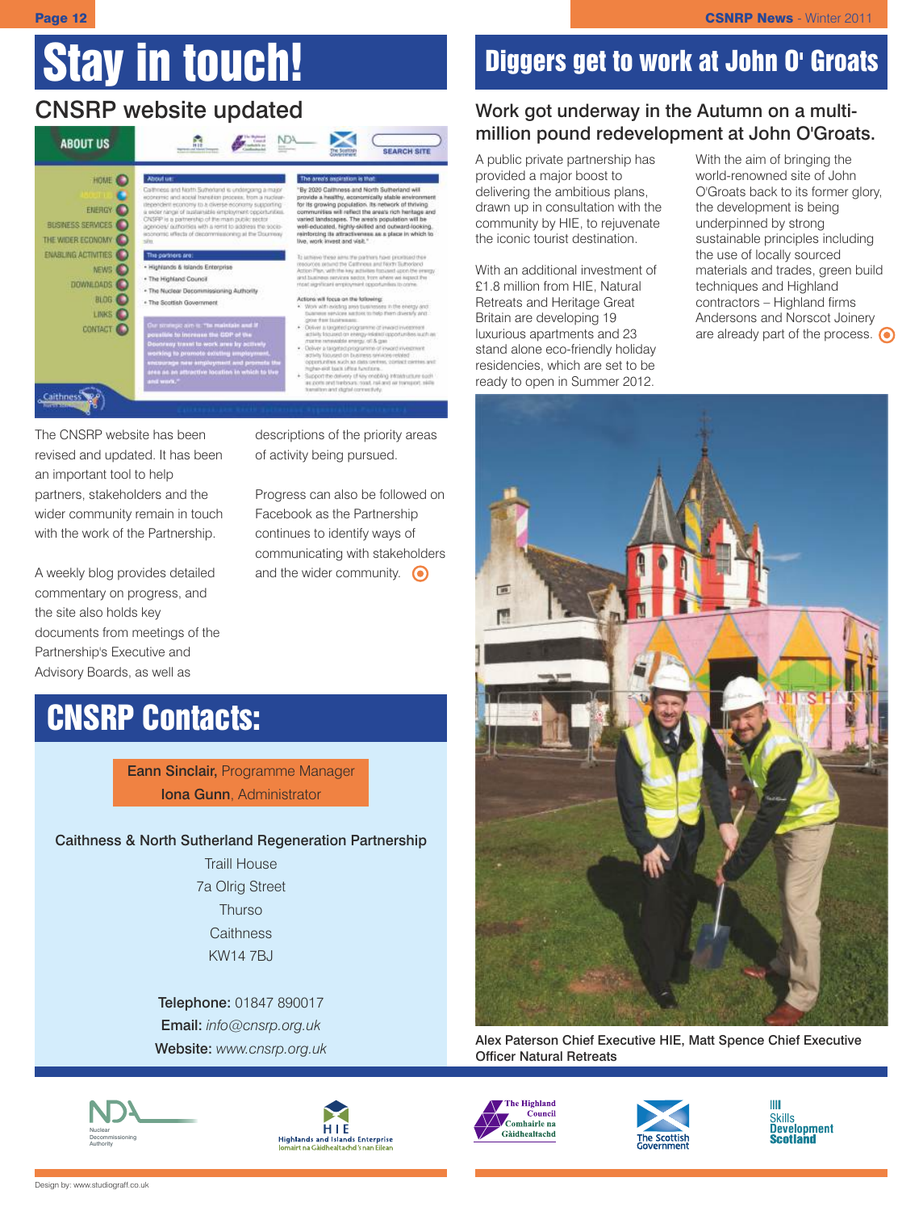# Stay in touch!

## CNSRP website updated

The CNSRP website has been revised and updated. It has been an important tool to help partners, stakeholders and the wider community remain in touch with the work of the Partnership.

A weekly blog provides detailed commentary on progress, and the site also holds key documents from meetings of the Partnership's Executive and Advisory Boards, as well as descriptions of the priority areas of activity being pursued.

Progress can also be followed on Facebook as the Partnership continues to identify ways of communicating with stakeholders and the wider community.

# CNSRP Contacts:

**Eann Sinclair,** Programme Manager
**Iona Gunn**, Administrator

**Caithness & North Sutherland Regeneration Partnership**
Traill House
7a Olrig Street
Thurso
Caithness
KW14 7BJ

**Telephone:** 01847 890017
**Email:** *info@cnsrp.org.uk*
**Website:** *www.cnsrp.org.uk*

# Diggers get to work at John O' Groats

## Work got underway in the Autumn on a multi-million pound redevelopment at John O'Groats.

A public private partnership has provided a major boost to delivering the ambitious plans, drawn up in consultation with the community by HIE, to rejuvenate the iconic tourist destination.

With an additional investment of £1.8 million from HIE, Natural Retreats and Heritage Great Britain are developing 19 luxurious apartments and 23 stand alone eco-friendly holiday residencies, which are set to be ready to open in Summer 2012.

With the aim of bringing the world-renowned site of John O'Groats back to its former glory, the development is being underpinned by strong sustainable principles including the use of locally sourced materials and trades, green build techniques and Highland contractors – Highland firms Andersons and Norscot Joinery are already part of the process.

Alex Paterson Chief Executive HIE, Matt Spence Chief Executive Officer Natural Retreats

Design by: www.studiograff.co.uk